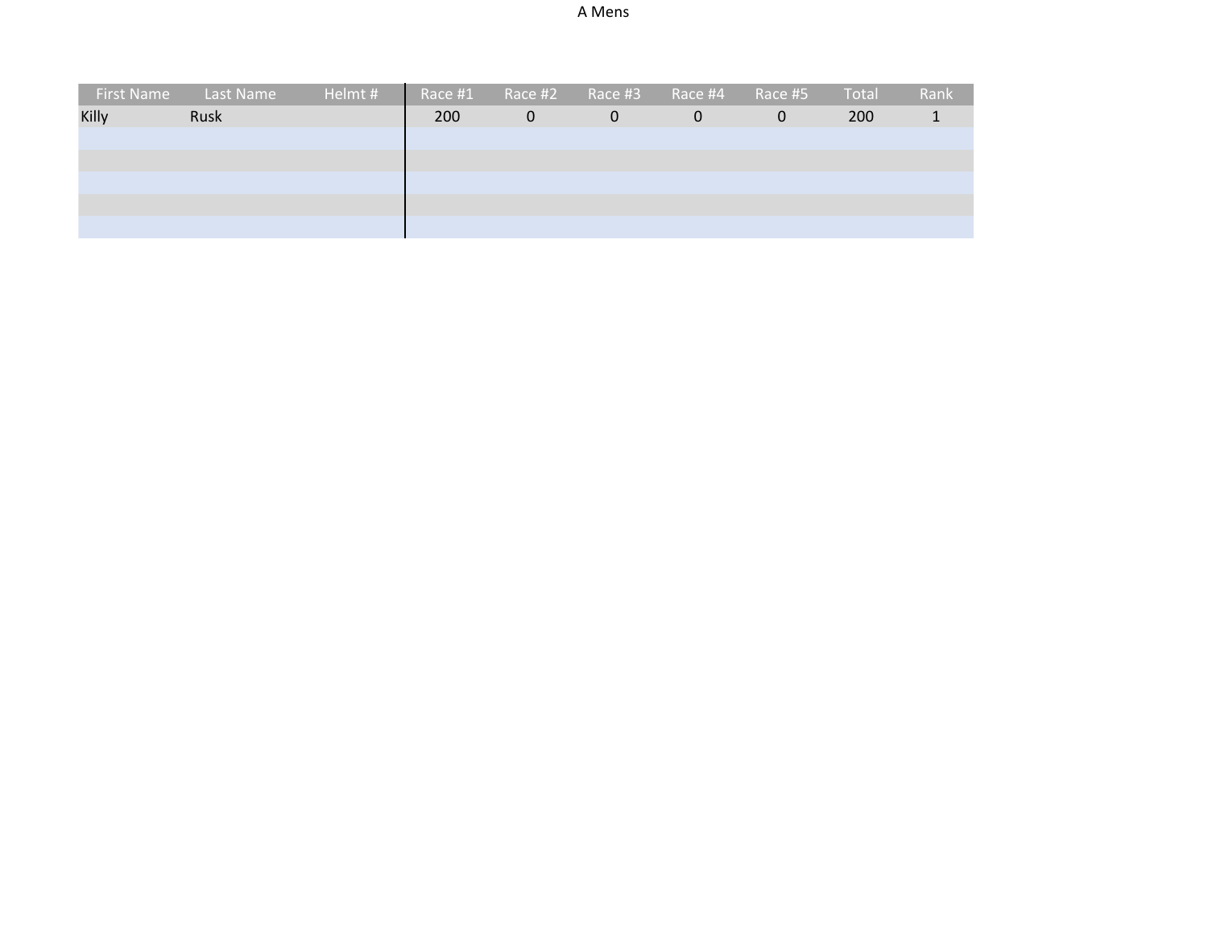# A Mens

| First Name | Last Name | Helmt # | Race #1 | Race #2 | Race #3 | Race #4 | Race #5 | Total | Rank |
|---|---|---|---|---|---|---|---|---|---|
| Killy | Rusk | | 200 | 0 | 0 | 0 | 0 | 200 | 1 |
| | | | | | | | | | |
| | | | | | | | | | |
| | | | | | | | | | |
| | | | | | | | | | |
| | | | | | | | | | |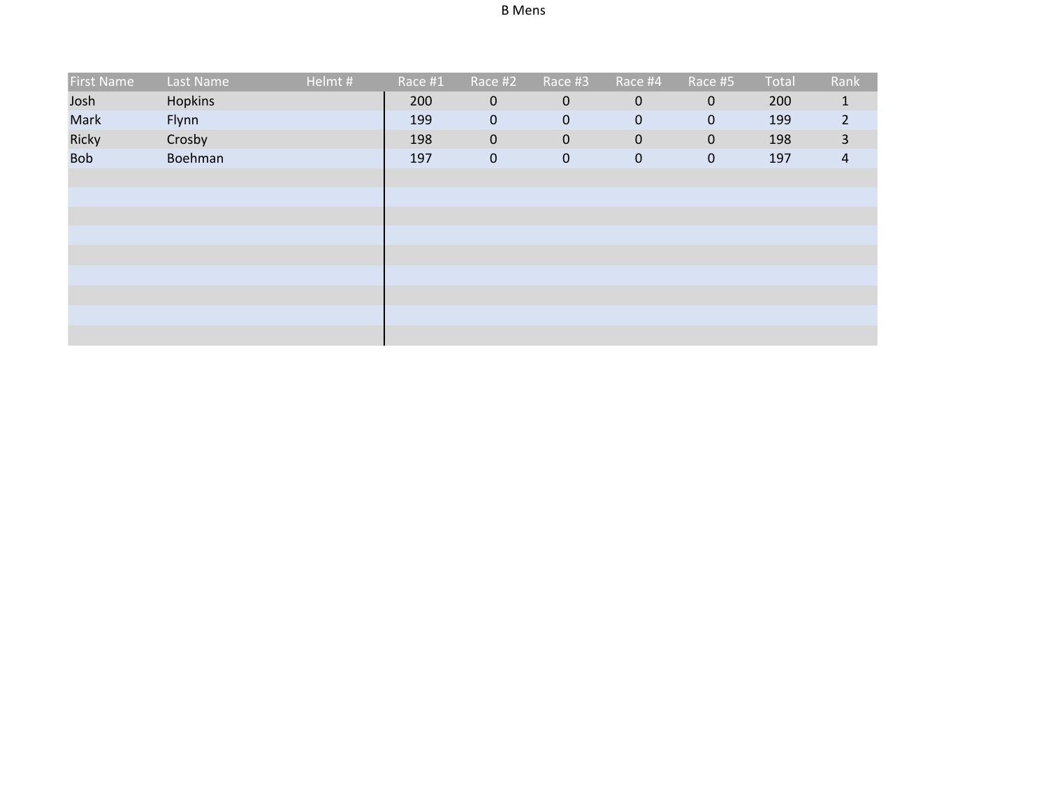B Mens

| First Name | Last Name | Helmt # | Race #1 | Race #2 | Race #3 | Race #4 | Race #5 | Total | Rank |
|---|---|---|---|---|---|---|---|---|---|
| Josh | Hopkins | | 200 | 0 | 0 | 0 | 0 | 200 | 1 |
| Mark | Flynn | | 199 | 0 | 0 | 0 | 0 | 199 | 2 |
| Ricky | Crosby | | 198 | 0 | 0 | 0 | 0 | 198 | 3 |
| Bob | Boehman | | 197 | 0 | 0 | 0 | 0 | 197 | 4 |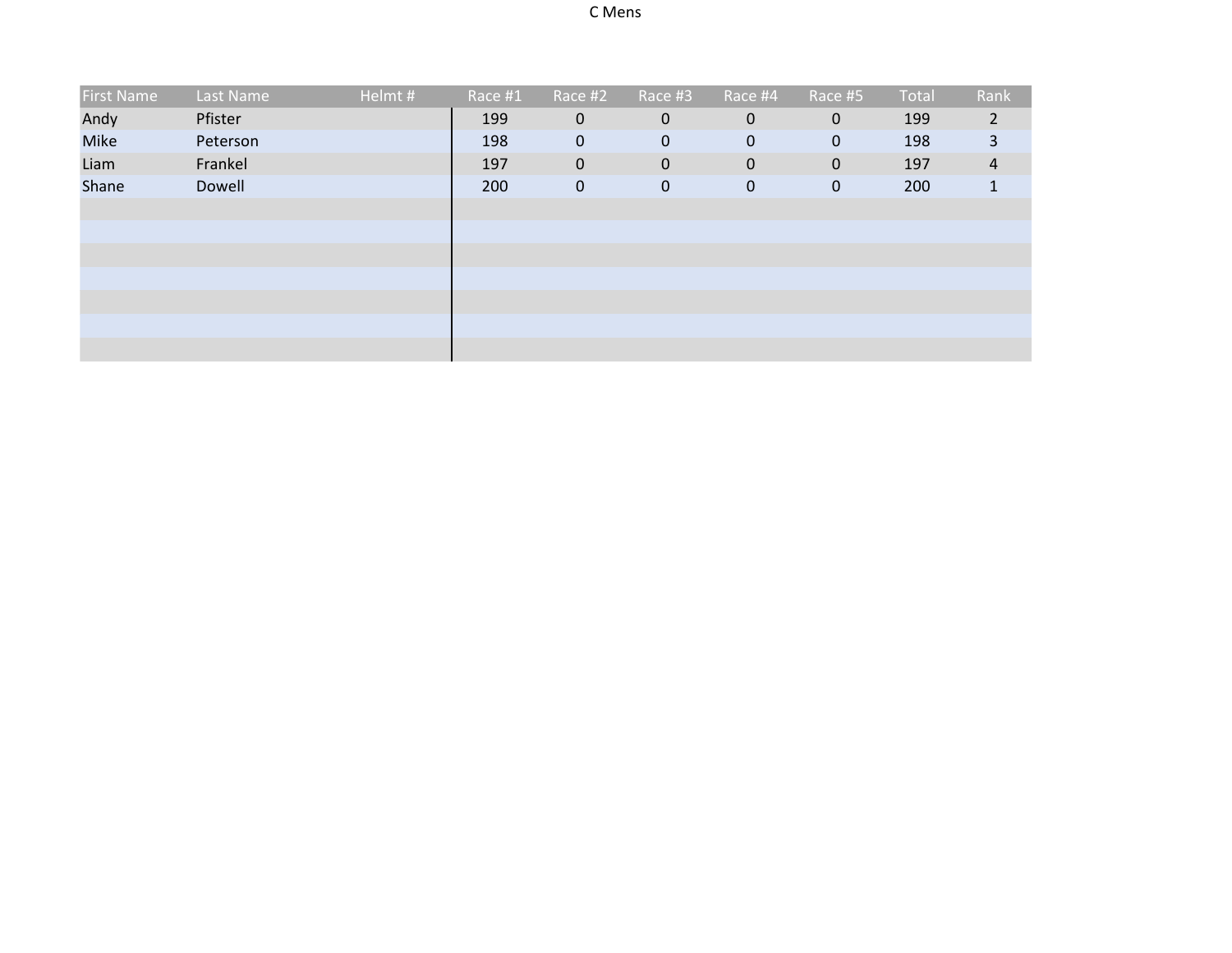# C Mens

| First Name | Last Name | Helmt # | Race #1 | Race #2 | Race #3 | Race #4 | Race #5 | Total | Rank |
|---|---|---|---|---|---|---|---|---|---|
| Andy | Pfister | | 199 | 0 | 0 | 0 | 0 | 199 | 2 |
| Mike | Peterson | | 198 | 0 | 0 | 0 | 0 | 198 | 3 |
| Liam | Frankel | | 197 | 0 | 0 | 0 | 0 | 197 | 4 |
| Shane | Dowell | | 200 | 0 | 0 | 0 | 0 | 200 | 1 |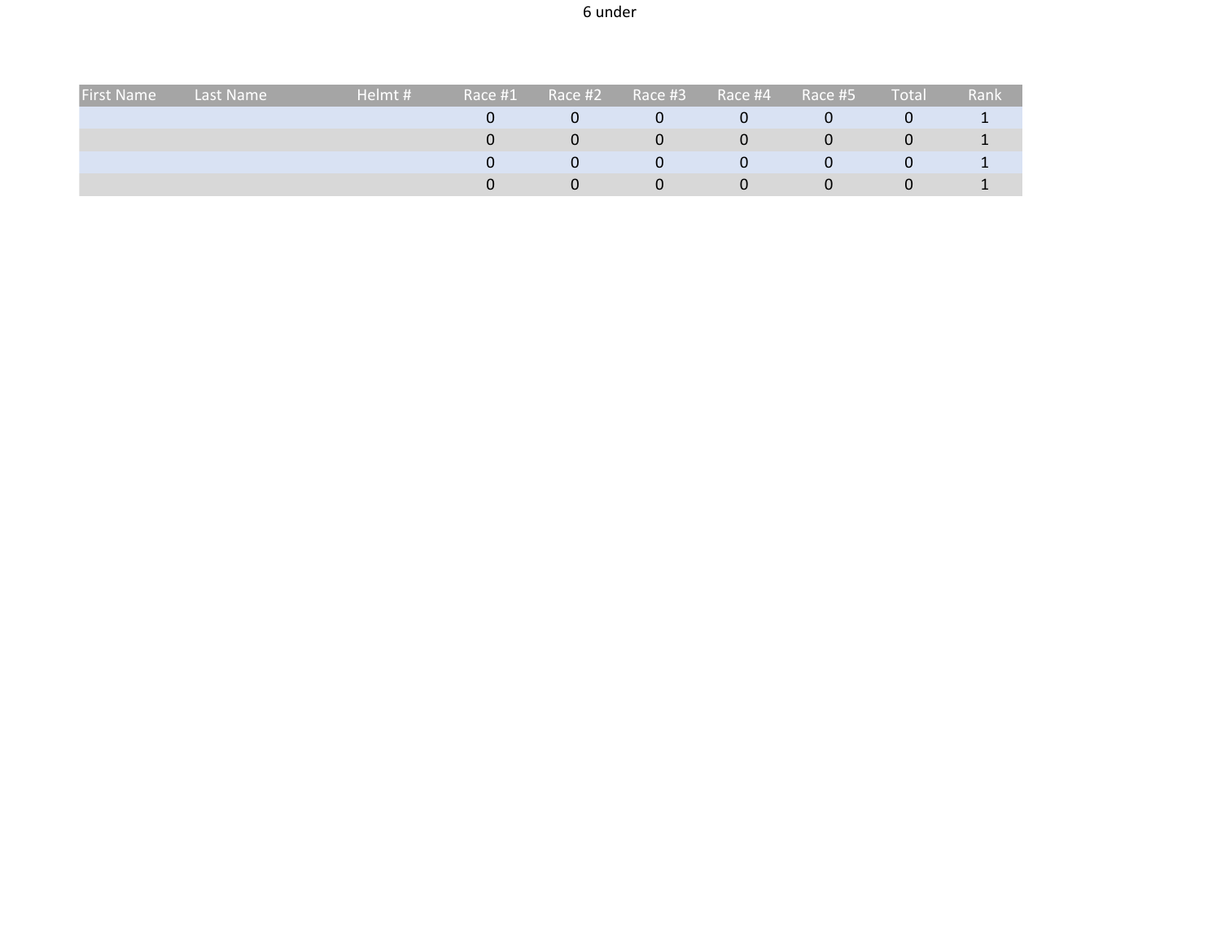6 under

| First Name | Last Name | Helmt # | Race #1 | Race #2 | Race #3 | Race #4 | Race #5 | Total | Rank |
| --- | --- | --- | --- | --- | --- | --- | --- | --- | --- |
| | | | 0 | 0 | 0 | 0 | 0 | 0 | 1 |
| | | | 0 | 0 | 0 | 0 | 0 | 0 | 1 |
| | | | 0 | 0 | 0 | 0 | 0 | 0 | 1 |
| | | | 0 | 0 | 0 | 0 | 0 | 0 | 1 |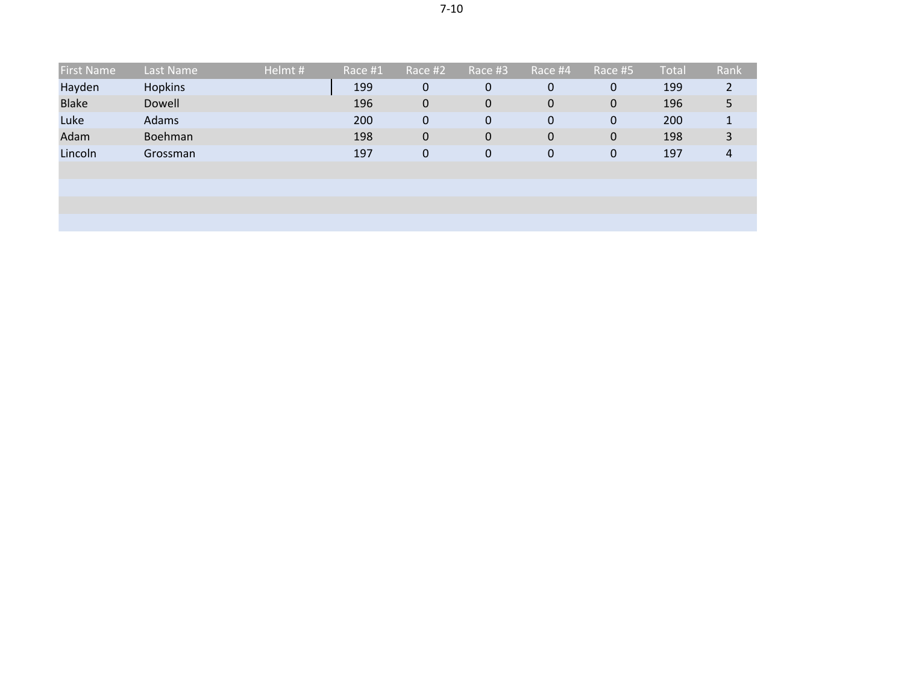# 7-10

| First Name | Last Name | Helmt # | Race #1 | Race #2 | Race #3 | Race #4 | Race #5 | Total | Rank |
|---|---|---|---|---|---|---|---|---|---|
| Hayden | Hopkins | | 199 | 0 | 0 | 0 | 0 | 199 | 2 |
| Blake | Dowell | | 196 | 0 | 0 | 0 | 0 | 196 | 5 |
| Luke | Adams | | 200 | 0 | 0 | 0 | 0 | 200 | 1 |
| Adam | Boehman | | 198 | 0 | 0 | 0 | 0 | 198 | 3 |
| Lincoln | Grossman | | 197 | 0 | 0 | 0 | 0 | 197 | 4 |
| | | | | | | | | | |
| | | | | | | | | | |
| | | | | | | | | | |
| | | | | | | | | | |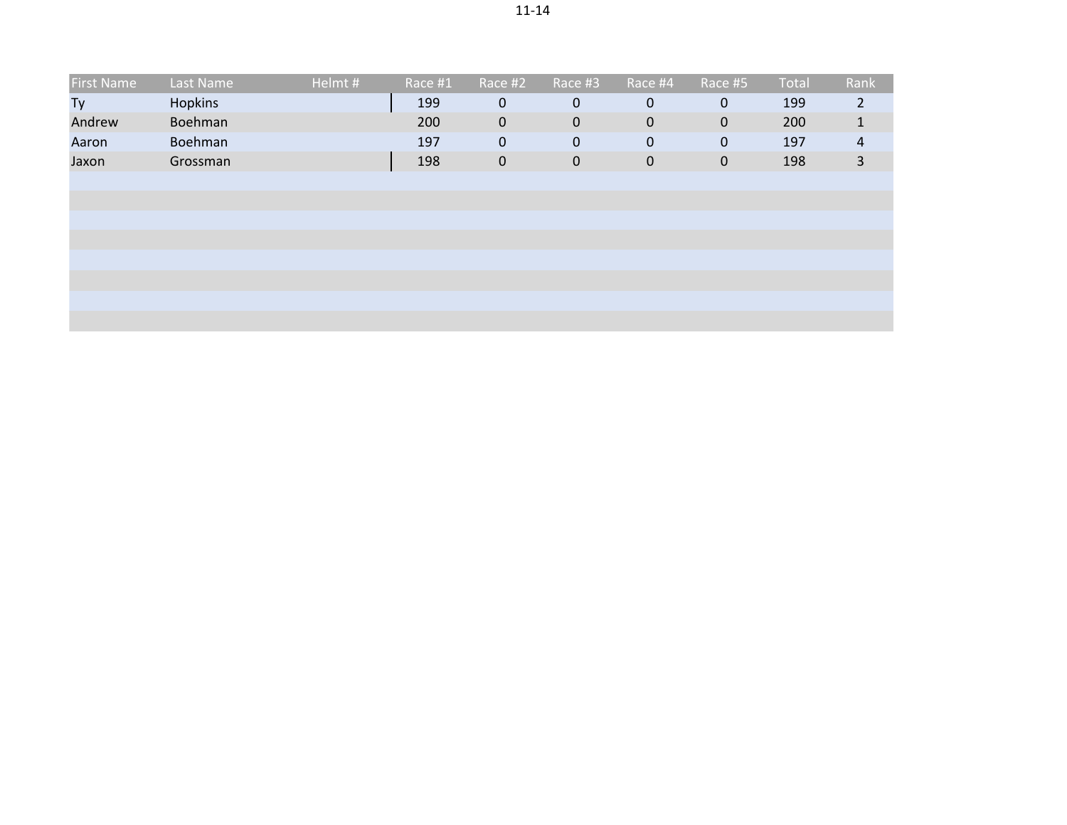11-14

| First Name | Last Name | Helmt # | Race #1 | Race #2 | Race #3 | Race #4 | Race #5 | Total | Rank |
|---|---|---|---|---|---|---|---|---|---|
| Ty | Hopkins | | 199 | 0 | 0 | 0 | 0 | 199 | 2 |
| Andrew | Boehman | | 200 | 0 | 0 | 0 | 0 | 200 | 1 |
| Aaron | Boehman | | 197 | 0 | 0 | 0 | 0 | 197 | 4 |
| Jaxon | Grossman | | 198 | 0 | 0 | 0 | 0 | 198 | 3 |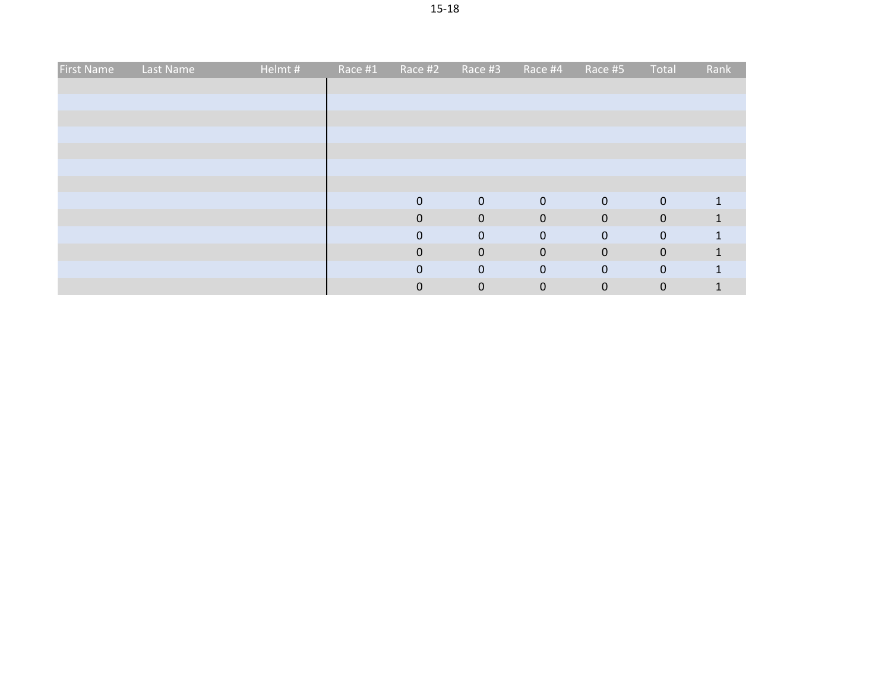15-18

| First Name | Last Name | Helmt # | Race #1 | Race #2 | Race #3 | Race #4 | Race #5 | Total | Rank |
|---|---|---|---|---|---|---|---|---|---|
| | | | | | | | | | |
| | | | | | | | | | |
| | | | | | | | | | |
| | | | | | | | | | |
| | | | | | | | | | |
| | | | | | | | | | |
| | | | | | | | | | |
| | | | | 0 | 0 | 0 | 0 | 0 | 1 |
| | | | | 0 | 0 | 0 | 0 | 0 | 1 |
| | | | | 0 | 0 | 0 | 0 | 0 | 1 |
| | | | | 0 | 0 | 0 | 0 | 0 | 1 |
| | | | | 0 | 0 | 0 | 0 | 0 | 1 |
| | | | | 0 | 0 | 0 | 0 | 0 | 1 |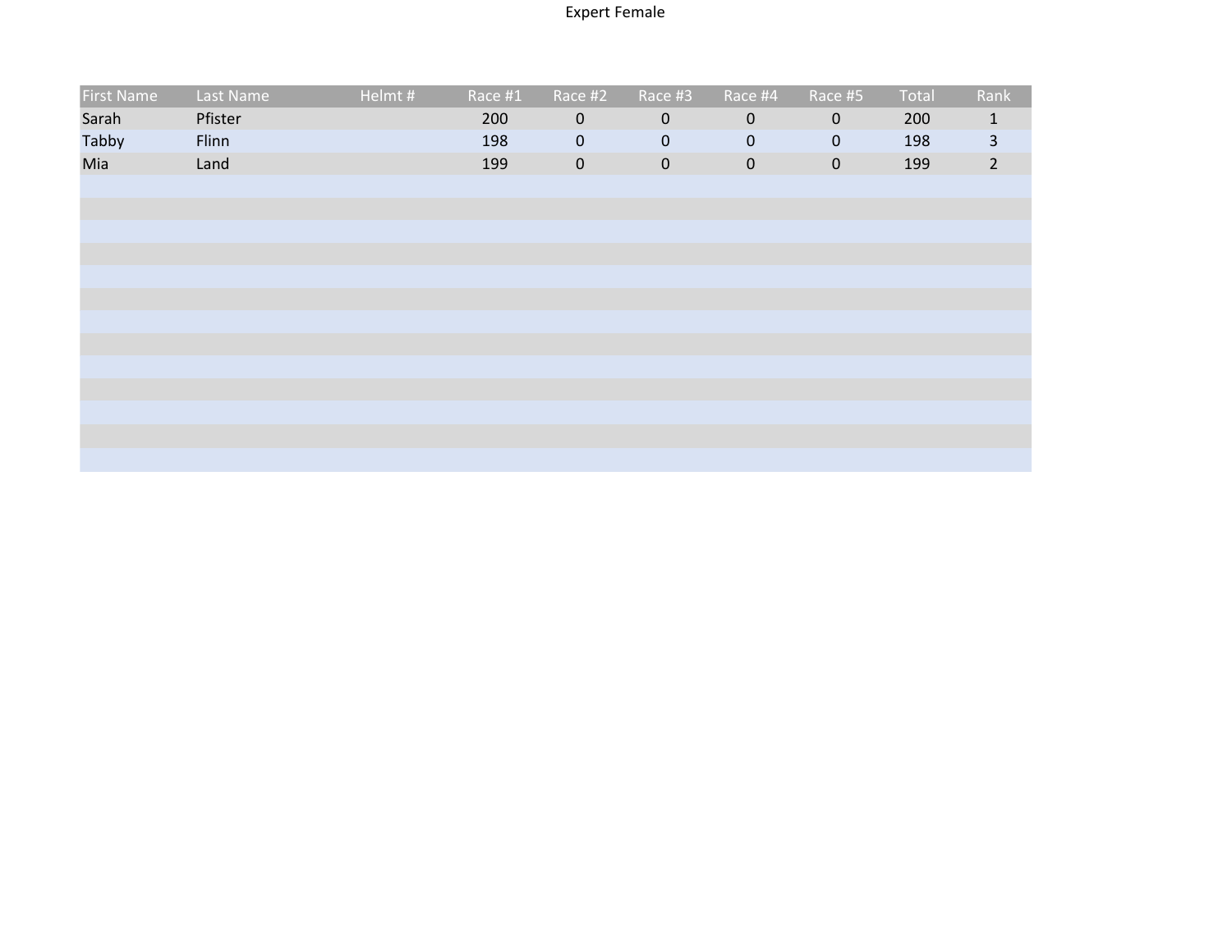Expert Female

| First Name | Last Name | Helmt # | Race #1 | Race #2 | Race #3 | Race #4 | Race #5 | Total | Rank |
|---|---|---|---|---|---|---|---|---|---|
| Sarah | Pfister | | 200 | 0 | 0 | 0 | 0 | 200 | 1 |
| Tabby | Flinn | | 198 | 0 | 0 | 0 | 0 | 198 | 3 |
| Mia | Land | | 199 | 0 | 0 | 0 | 0 | 199 | 2 |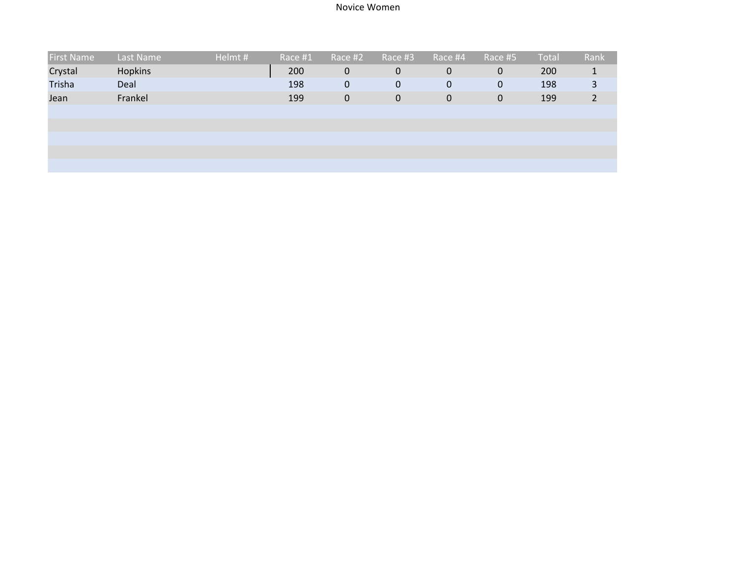Novice Women

| First Name | Last Name | Helmt # | Race #1 | Race #2 | Race #3 | Race #4 | Race #5 | Total | Rank |
|---|---|---|---|---|---|---|---|---|---|
| Crystal | Hopkins | | 200 | 0 | 0 | 0 | 0 | 200 | 1 |
| Trisha | Deal | | 198 | 0 | 0 | 0 | 0 | 198 | 3 |
| Jean | Frankel | | 199 | 0 | 0 | 0 | 0 | 199 | 2 |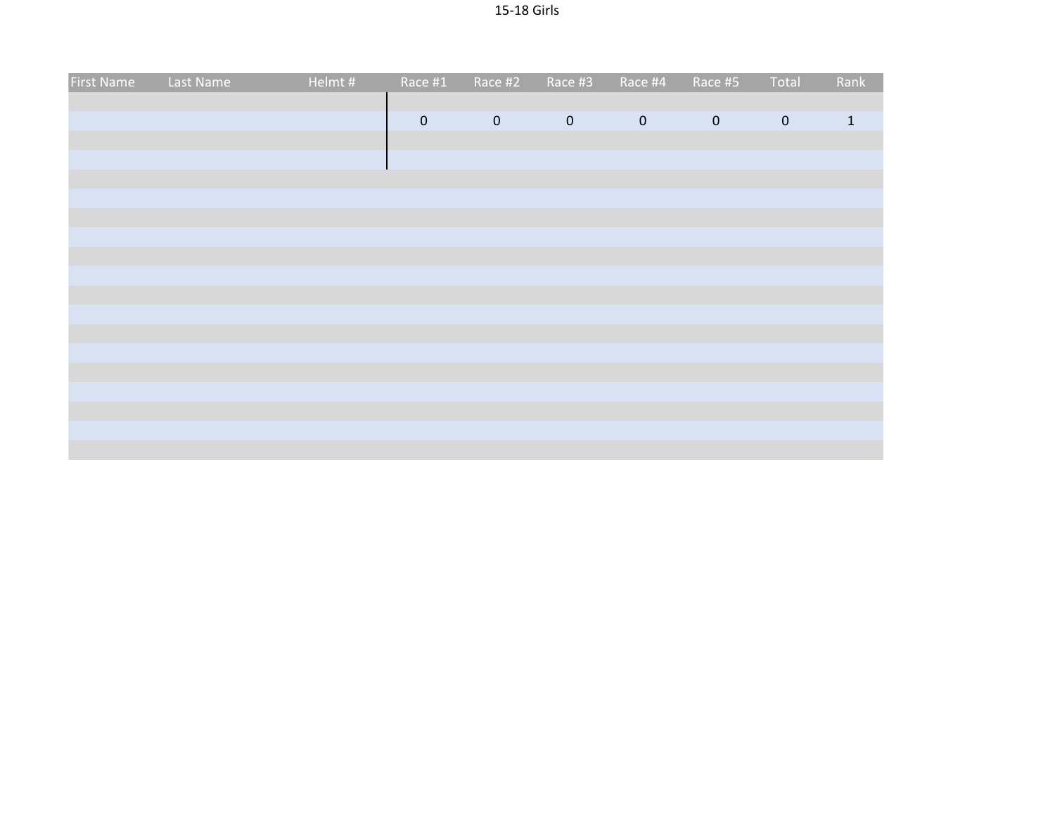15-18 Girls

| First Name | Last Name | Helmt # | Race #1 | Race #2 | Race #3 | Race #4 | Race #5 | Total | Rank |
|---|---|---|---|---|---|---|---|---|---|
| | | | | | | | | | |
| | | | 0 | 0 | 0 | 0 | 0 | 0 | 1 |
| | | | | | | | | | |
| | | | | | | | | | |
| | | | | | | | | | |
| | | | | | | | | | |
| | | | | | | | | | |
| | | | | | | | | | |
| | | | | | | | | | |
| | | | | | | | | | |
| | | | | | | | | | |
| | | | | | | | | | |
| | | | | | | | | | |
| | | | | | | | | | |
| | | | | | | | | | |
| | | | | | | | | | |
| | | | | | | | | | |
| | | | | | | | | | |
| | | | | | | | | | |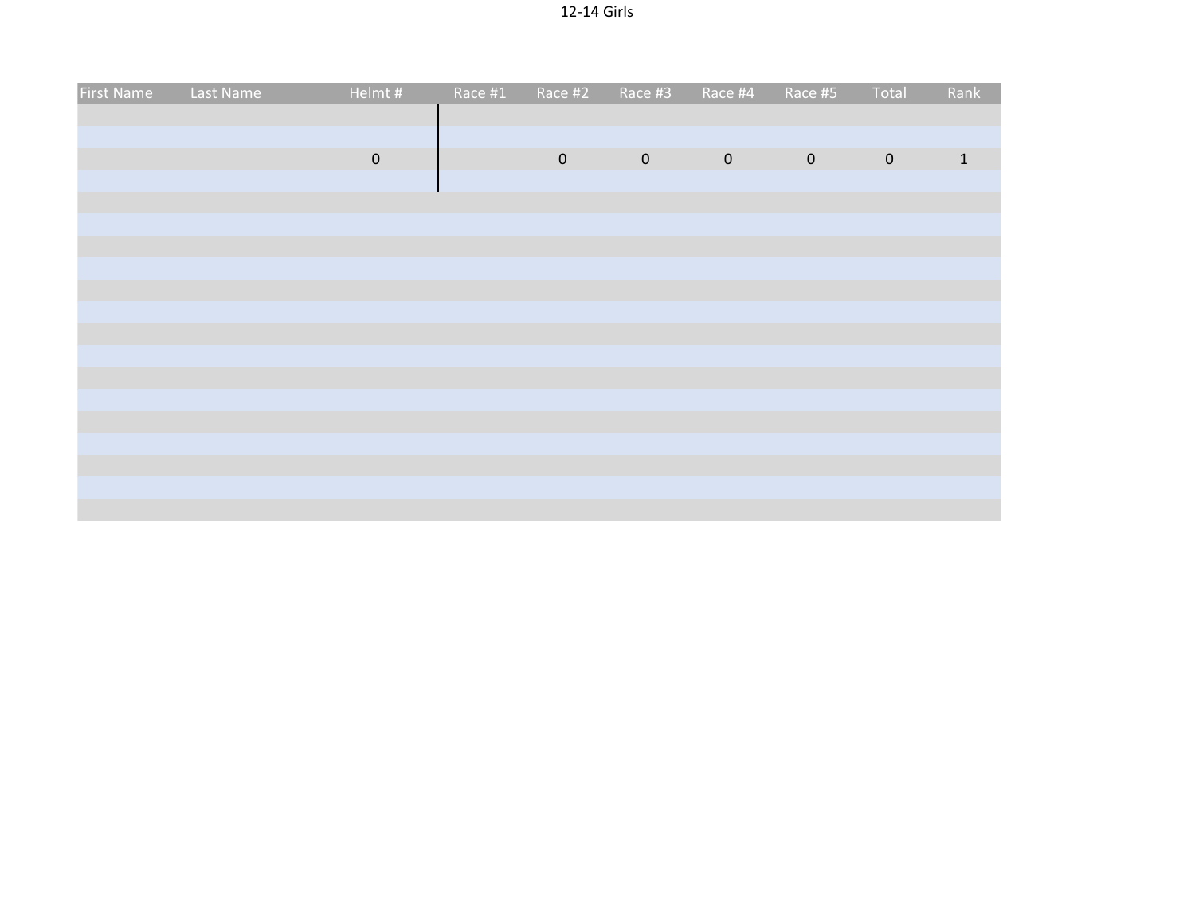12-14 Girls

| First Name | Last Name | Helmt # | Race #1 | Race #2 | Race #3 | Race #4 | Race #5 | Total | Rank |
|---|---|---|---|---|---|---|---|---|---|
| | | | | | | | | | |
| | | | | | | | | | |
| | | 0 | | 0 | 0 | 0 | 0 | 0 | 1 |
| | | | | | | | | | |
| | | | | | | | | | |
| | | | | | | | | | |
| | | | | | | | | | |
| | | | | | | | | | |
| | | | | | | | | | |
| | | | | | | | | | |
| | | | | | | | | | |
| | | | | | | | | | |
| | | | | | | | | | |
| | | | | | | | | | |
| | | | | | | | | | |
| | | | | | | | | | |
| | | | | | | | | | |
| | | | | | | | | | |
| | | | | | | | | | |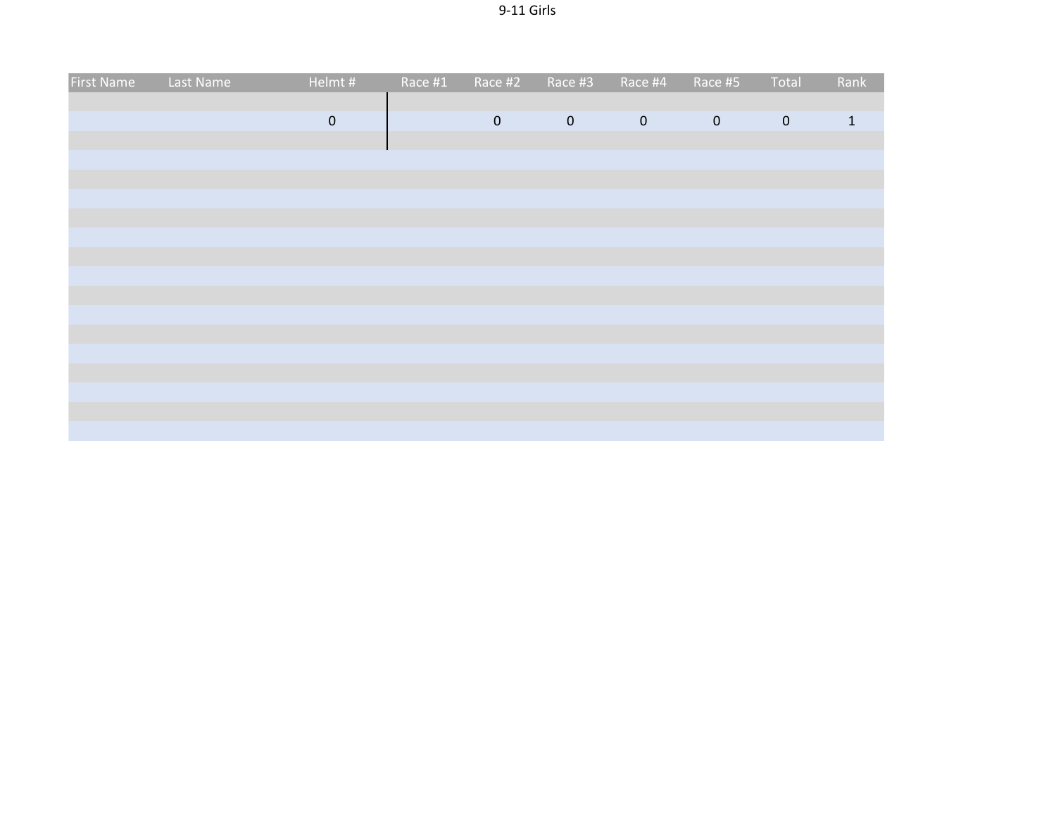9-11 Girls

| First Name | Last Name | Helmt # | Race #1 | Race #2 | Race #3 | Race #4 | Race #5 | Total | Rank |
|---|---|---|---|---|---|---|---|---|---|
| | | | | | | | | | |
| | | 0 | | 0 | 0 | 0 | 0 | 0 | 1 |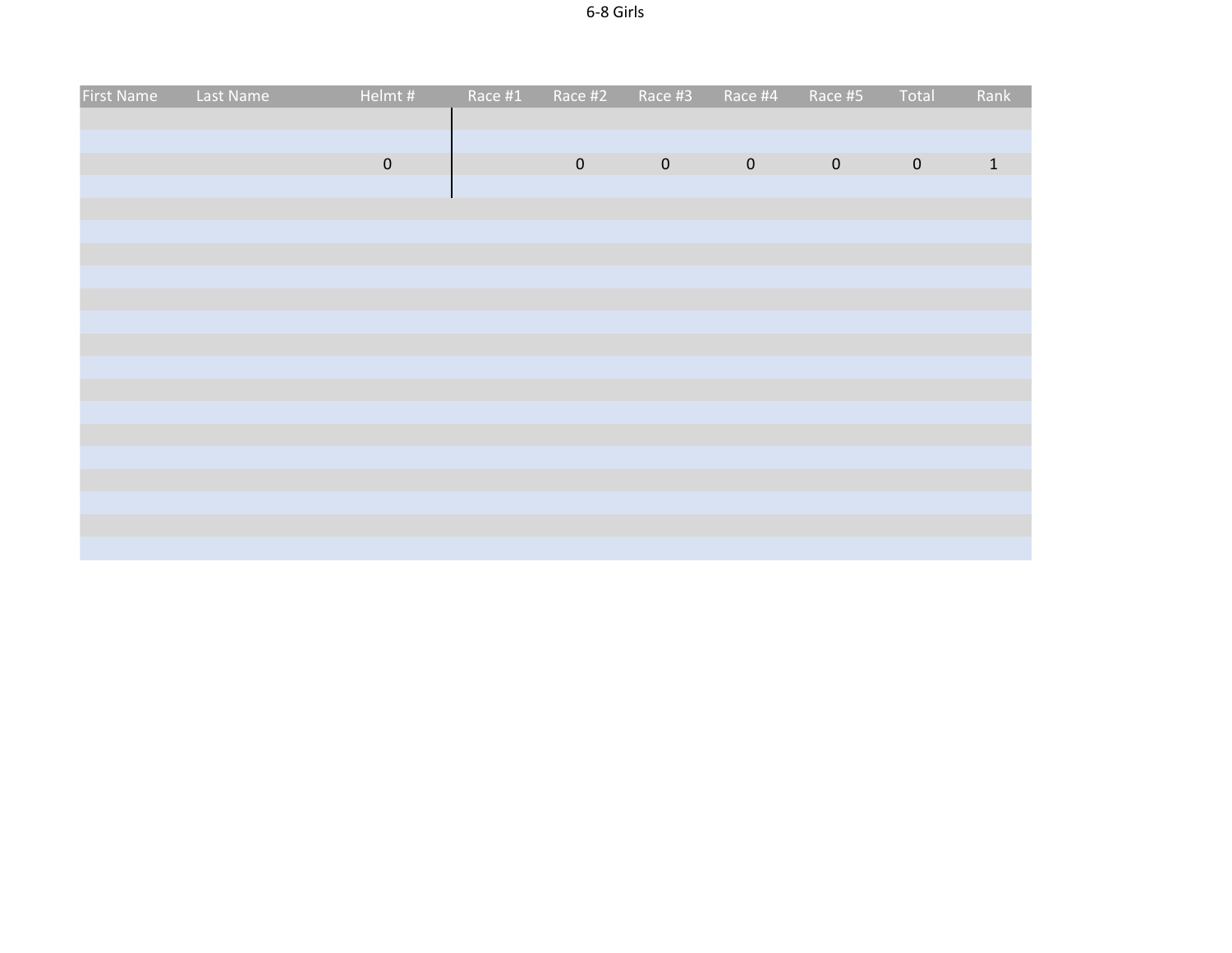6-8 Girls

| First Name | Last Name | Helmt # | Race #1 | Race #2 | Race #3 | Race #4 | Race #5 | Total | Rank |
|---|---|---|---|---|---|---|---|---|---|
| | | | | | | | | | |
| | | | | | | | | | |
| | | 0 | | 0 | 0 | 0 | 0 | 0 | 1 |
| | | | | | | | | | |
| | | | | | | | | | |
| | | | | | | | | | |
| | | | | | | | | | |
| | | | | | | | | | |
| | | | | | | | | | |
| | | | | | | | | | |
| | | | | | | | | | |
| | | | | | | | | | |
| | | | | | | | | | |
| | | | | | | | | | |
| | | | | | | | | | |
| | | | | | | | | | |
| | | | | | | | | | |
| | | | | | | | | | |
| | | | | | | | | | |
| | | | | | | | | | |